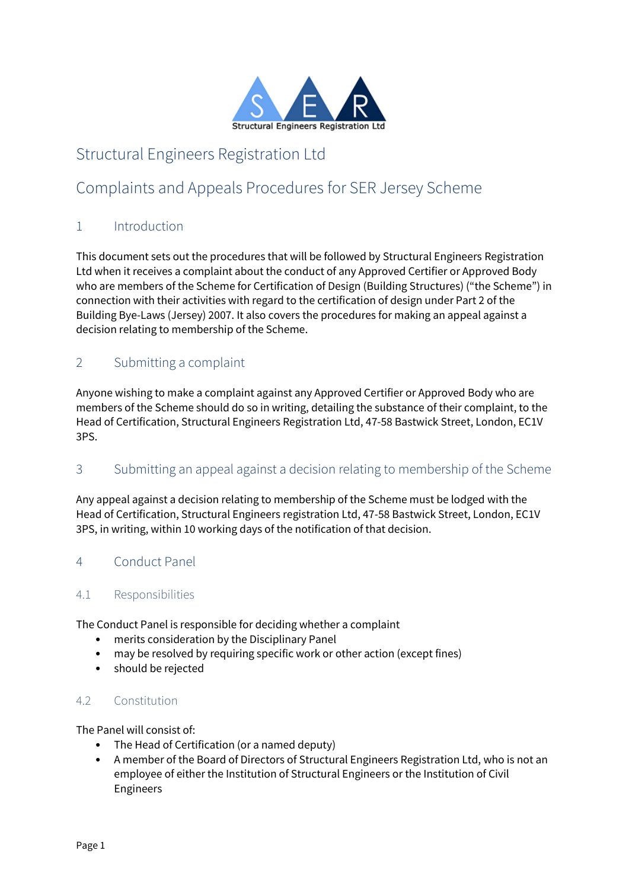# Structural Engineers Registration Ltd

## Complaints and Appeals Procedures for SER Jersey Scheme

### 1 Introduction

This document sets out the procedures that will be followed by Structural Engineers Registration Ltd when it receives a complaint about the conduct of any Approved Certifier or Approved Body who are members of the Scheme for Certification of Design (Building Structures) ("the Scheme") in connection with their activities with regard to the certification of design under Part 2 of the Building Bye-Laws (Jersey) 2007. It also covers the procedures for making an appeal against a decision relating to membership of the Scheme.

### 2 Submitting a complaint

Anyone wishing to make a complaint against any Approved Certifier or Approved Body who are members of the Scheme should do so in writing, detailing the substance of their complaint, to the Head of Certification, Structural Engineers Registration Ltd, 47-58 Bastwick Street, London, EC1V 3PS.

### 3 Submitting an appeal against a decision relating to membership of the Scheme

Any appeal against a decision relating to membership of the Scheme must be lodged with the Head of Certification, Structural Engineers registration Ltd, 47-58 Bastwick Street, London, EC1V 3PS, in writing, within 10 working days of the notification of that decision.

### 4 Conduct Panel

#### 4.1 Responsibilities

The Conduct Panel is responsible for deciding whether a complaint

- merits consideration by the Disciplinary Panel
- may be resolved by requiring specific work or other action (except fines)
- should be rejected

#### 4.2 Constitution

The Panel will consist of:

- The Head of Certification (or a named deputy)
- A member of the Board of Directors of Structural Engineers Registration Ltd, who is not an employee of either the Institution of Structural Engineers or the Institution of Civil Engineers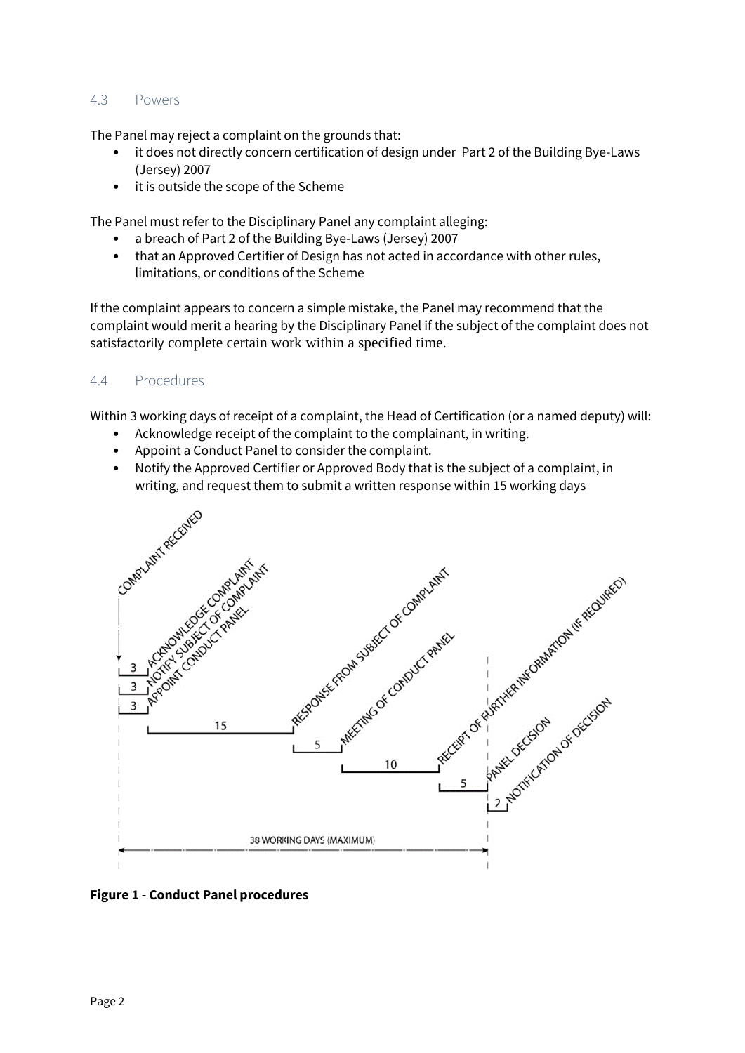### 4.3 Powers

The Panel may reject a complaint on the grounds that:

- it does not directly concern certification of design under Part 2 of the Building Bye-Laws (Jersey) 2007
- it is outside the scope of the Scheme

The Panel must refer to the Disciplinary Panel any complaint alleging:

- a breach of Part 2 of the Building Bye-Laws (Jersey) 2007
- that an Approved Certifier of Design has not acted in accordance with other rules, limitations, or conditions of the Scheme

If the complaint appears to concern a simple mistake, the Panel may recommend that the complaint would merit a hearing by the Disciplinary Panel if the subject of the complaint does not satisfactorily complete certain work within a specified time.

### 4.4 Procedures

Within 3 working days of receipt of a complaint, the Head of Certification (or a named deputy) will:

- Acknowledge receipt of the complaint to the complainant, in writing.
- Appoint a Conduct Panel to consider the complaint.
- Notify the Approved Certifier or Approved Body that is the subject of a complaint, in writing, and request them to submit a written response within 15 working days

**Figure 1 - Conduct Panel procedures**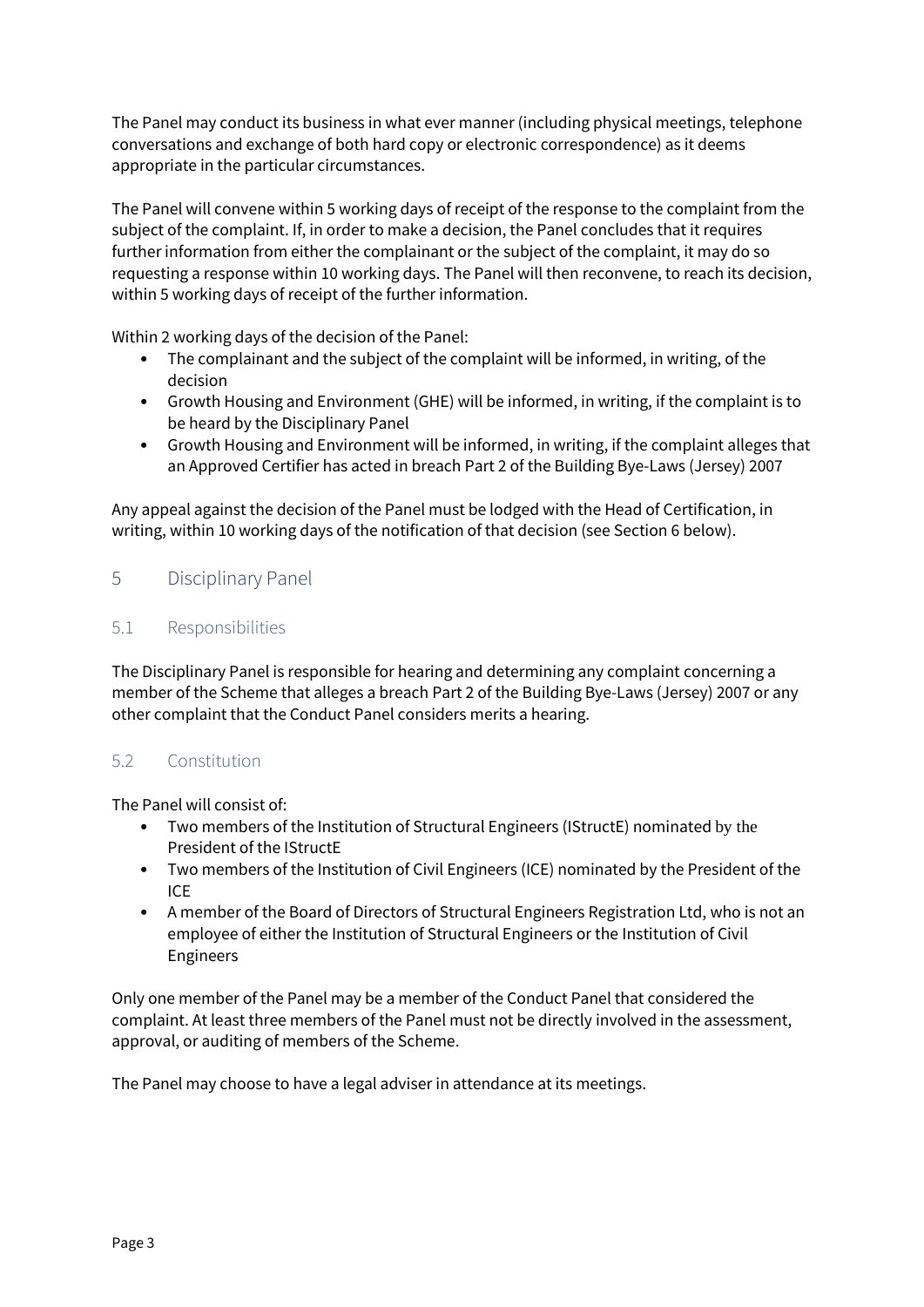The Panel may conduct its business in what ever manner (including physical meetings, telephone conversations and exchange of both hard copy or electronic correspondence) as it deems appropriate in the particular circumstances.

The Panel will convene within 5 working days of receipt of the response to the complaint from the subject of the complaint. If, in order to make a decision, the Panel concludes that it requires further information from either the complainant or the subject of the complaint, it may do so requesting a response within 10 working days. The Panel will then reconvene, to reach its decision, within 5 working days of receipt of the further information.

Within 2 working days of the decision of the Panel:

- The complainant and the subject of the complaint will be informed, in writing, of the decision
- Growth Housing and Environment (GHE) will be informed, in writing, if the complaint is to be heard by the Disciplinary Panel
- Growth Housing and Environment will be informed, in writing, if the complaint alleges that an Approved Certifier has acted in breach Part 2 of the Building Bye-Laws (Jersey) 2007

Any appeal against the decision of the Panel must be lodged with the Head of Certification, in writing, within 10 working days of the notification of that decision (see Section 6 below).

## 5 Disciplinary Panel

### 5.1 Responsibilities

The Disciplinary Panel is responsible for hearing and determining any complaint concerning a member of the Scheme that alleges a breach Part 2 of the Building Bye-Laws (Jersey) 2007 or any other complaint that the Conduct Panel considers merits a hearing.

### 5.2 Constitution

The Panel will consist of:

- Two members of the Institution of Structural Engineers (IStructE) nominated by the President of the IStructE
- Two members of the Institution of Civil Engineers (ICE) nominated by the President of the ICE
- A member of the Board of Directors of Structural Engineers Registration Ltd, who is not an employee of either the Institution of Structural Engineers or the Institution of Civil Engineers

Only one member of the Panel may be a member of the Conduct Panel that considered the complaint. At least three members of the Panel must not be directly involved in the assessment, approval, or auditing of members of the Scheme.

The Panel may choose to have a legal adviser in attendance at its meetings.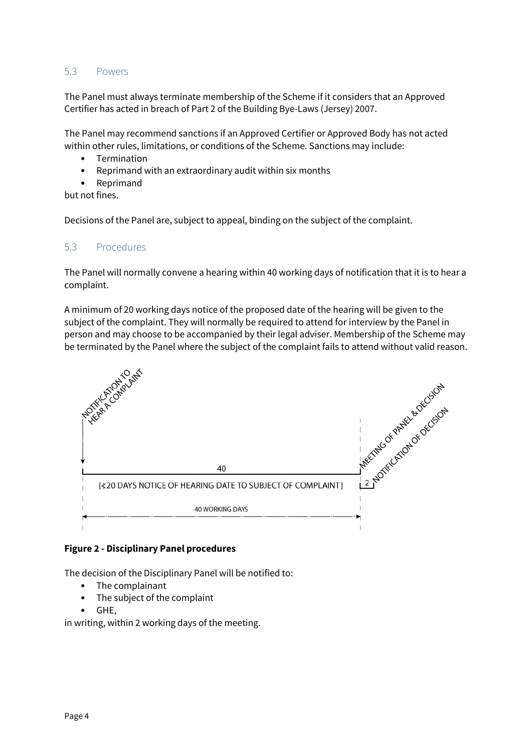## 5.3 Powers

The Panel must always terminate membership of the Scheme if it considers that an Approved Certifier has acted in breach of Part 2 of the Building Bye-Laws (Jersey) 2007.

The Panel may recommend sanctions if an Approved Certifier or Approved Body has not acted within other rules, limitations, or conditions of the Scheme. Sanctions may include:

- Termination
- Reprimand with an extraordinary audit within six months
- Reprimand

but not fines.

Decisions of the Panel are, subject to appeal, binding on the subject of the complaint.

## 5.3 Procedures

The Panel will normally convene a hearing within 40 working days of notification that it is to hear a complaint.

A minimum of 20 working days notice of the proposed date of the hearing will be given to the subject of the complaint. They will normally be required to attend for interview by the Panel in person and may choose to be accompanied by their legal adviser. Membership of the Scheme may be terminated by the Panel where the subject of the complaint fails to attend without valid reason.

NOTIFICATION TO HEAR A COMPLAINT

40

[≮20 DAYS NOTICE OF HEARING DATE TO SUBJECT OF COMPLAINT]

40 WORKING DAYS

MEETING OF PANEL & DECISION

2

NOTIFICATION OF DECISION

**Figure 2 - Disciplinary Panel procedures**

The decision of the Disciplinary Panel will be notified to:

- The complainant
- The subject of the complaint
- GHE,

in writing, within 2 working days of the meeting.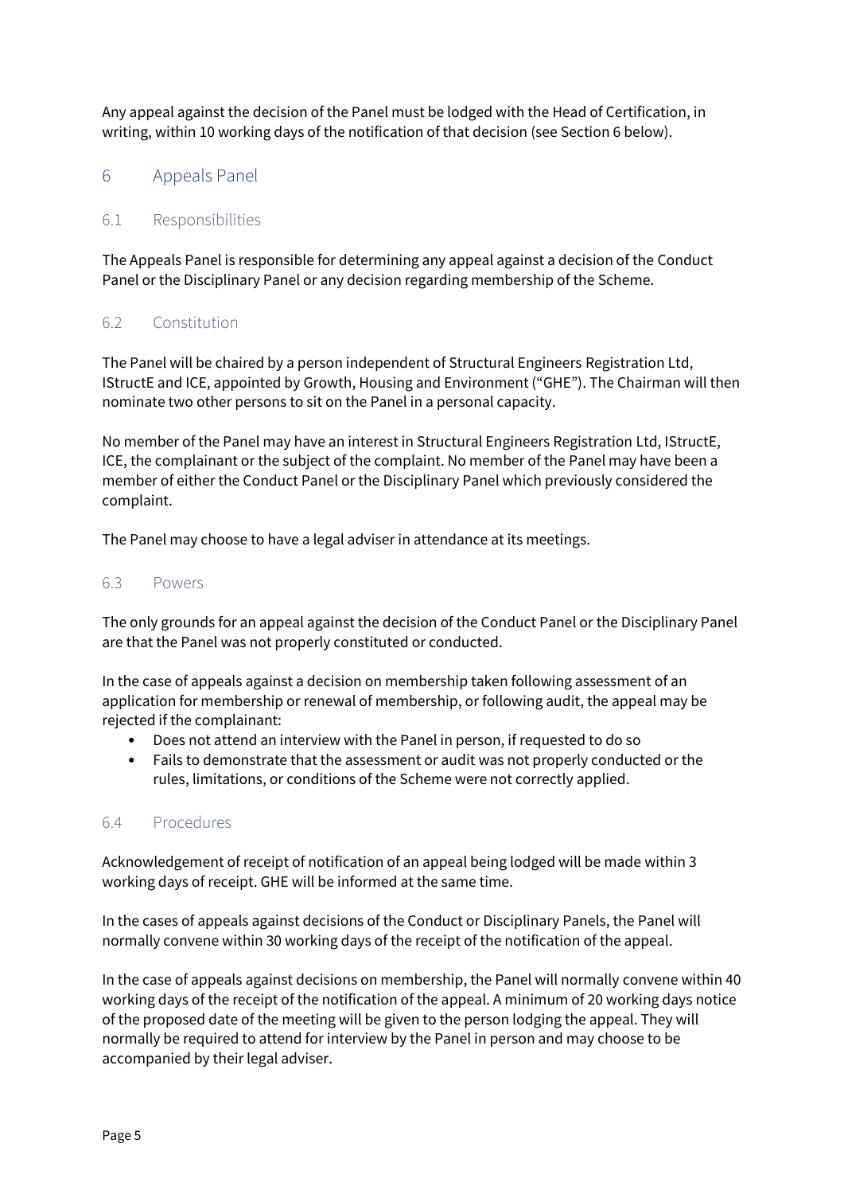Any appeal against the decision of the Panel must be lodged with the Head of Certification, in writing, within 10 working days of the notification of that decision (see Section 6 below).

## 6 Appeals Panel

### 6.1 Responsibilities

The Appeals Panel is responsible for determining any appeal against a decision of the Conduct Panel or the Disciplinary Panel or any decision regarding membership of the Scheme.

### 6.2 Constitution

The Panel will be chaired by a person independent of Structural Engineers Registration Ltd, IStructE and ICE, appointed by Growth, Housing and Environment ("GHE"). The Chairman will then nominate two other persons to sit on the Panel in a personal capacity.

No member of the Panel may have an interest in Structural Engineers Registration Ltd, IStructE, ICE, the complainant or the subject of the complaint. No member of the Panel may have been a member of either the Conduct Panel or the Disciplinary Panel which previously considered the complaint.

The Panel may choose to have a legal adviser in attendance at its meetings.

### 6.3 Powers

The only grounds for an appeal against the decision of the Conduct Panel or the Disciplinary Panel are that the Panel was not properly constituted or conducted.

In the case of appeals against a decision on membership taken following assessment of an application for membership or renewal of membership, or following audit, the appeal may be rejected if the complainant:

- Does not attend an interview with the Panel in person, if requested to do so
- Fails to demonstrate that the assessment or audit was not properly conducted or the rules, limitations, or conditions of the Scheme were not correctly applied.

### 6.4 Procedures

Acknowledgement of receipt of notification of an appeal being lodged will be made within 3 working days of receipt. GHE will be informed at the same time.

In the cases of appeals against decisions of the Conduct or Disciplinary Panels, the Panel will normally convene within 30 working days of the receipt of the notification of the appeal.

In the case of appeals against decisions on membership, the Panel will normally convene within 40 working days of the receipt of the notification of the appeal. A minimum of 20 working days notice of the proposed date of the meeting will be given to the person lodging the appeal. They will normally be required to attend for interview by the Panel in person and may choose to be accompanied by their legal adviser.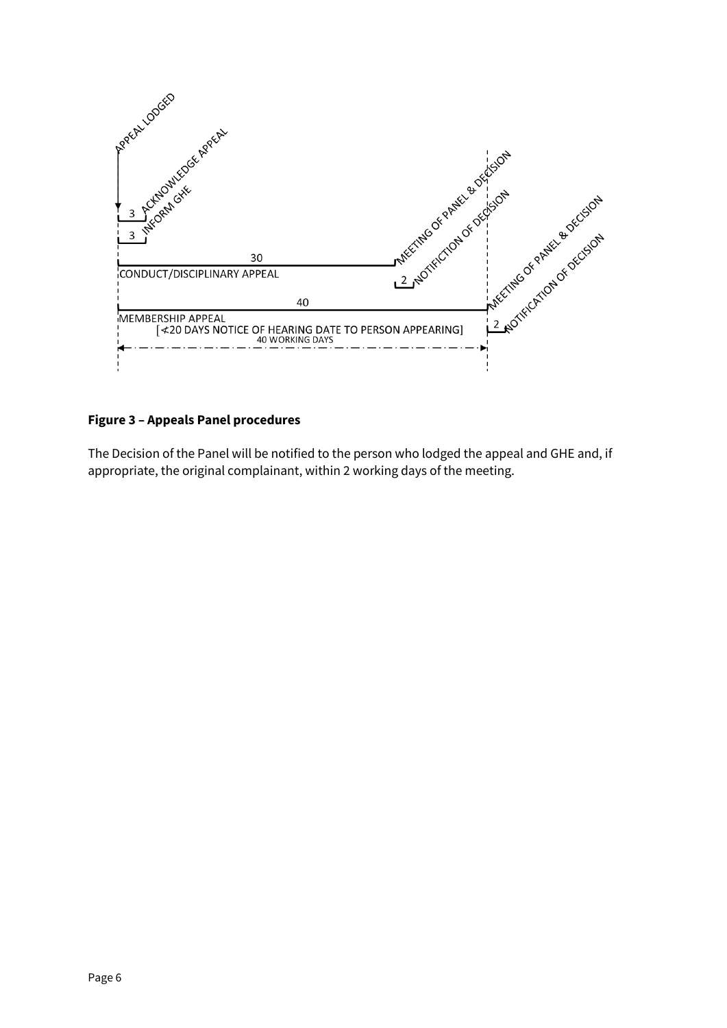APPEAL LODGED

ACKNOWLEDGE APPEAL

INFORM GHE

3

3

30

CONDUCT/DISCIPLINARY APPEAL

MEETING OF PANEL & DECISION

2 NOTIFICTION OF DECISION

40

MEMBERSHIP APPEAL

[≮20 DAYS NOTICE OF HEARING DATE TO PERSON APPEARING]

40 WORKING DAYS

MEETING OF PANEL & DECISION

2 NOTIFICATION OF DECISION

**Figure 3 – Appeals Panel procedures**

The Decision of the Panel will be notified to the person who lodged the appeal and GHE and, if appropriate, the original complainant, within 2 working days of the meeting.